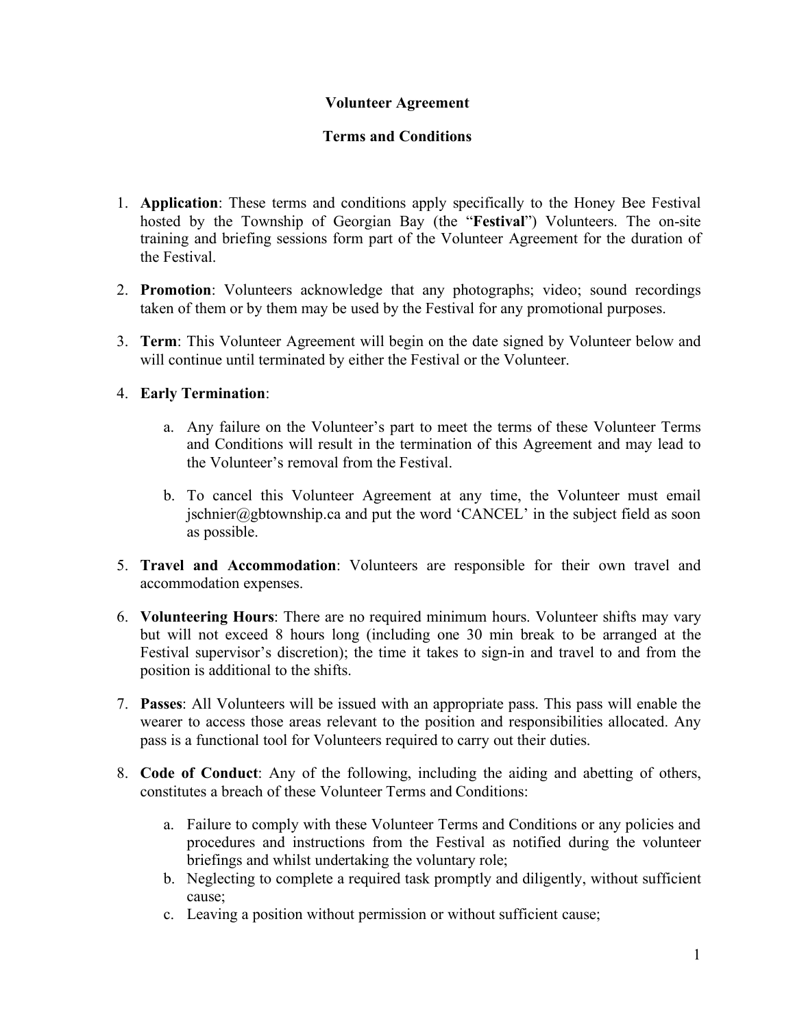# Volunteer Agreement

## Terms and Conditions

1. **Application**: These terms and conditions apply specifically to the Honey Bee Festival hosted by the Township of Georgian Bay (the "**Festival**") Volunteers. The on-site training and briefing sessions form part of the Volunteer Agreement for the duration of the Festival.

2. **Promotion**: Volunteers acknowledge that any photographs; video; sound recordings taken of them or by them may be used by the Festival for any promotional purposes.

3. **Term**: This Volunteer Agreement will begin on the date signed by Volunteer below and will continue until terminated by either the Festival or the Volunteer.

4. **Early Termination**:

   a. Any failure on the Volunteer's part to meet the terms of these Volunteer Terms and Conditions will result in the termination of this Agreement and may lead to the Volunteer's removal from the Festival.

   b. To cancel this Volunteer Agreement at any time, the Volunteer must email jschnier@gbtownship.ca and put the word 'CANCEL' in the subject field as soon as possible.

5. **Travel and Accommodation**: Volunteers are responsible for their own travel and accommodation expenses.

6. **Volunteering Hours**: There are no required minimum hours. Volunteer shifts may vary but will not exceed 8 hours long (including one 30 min break to be arranged at the Festival supervisor's discretion); the time it takes to sign-in and travel to and from the position is additional to the shifts.

7. **Passes**: All Volunteers will be issued with an appropriate pass. This pass will enable the wearer to access those areas relevant to the position and responsibilities allocated. Any pass is a functional tool for Volunteers required to carry out their duties.

8. **Code of Conduct**: Any of the following, including the aiding and abetting of others, constitutes a breach of these Volunteer Terms and Conditions:

   a. Failure to comply with these Volunteer Terms and Conditions or any policies and procedures and instructions from the Festival as notified during the volunteer briefings and whilst undertaking the voluntary role;
   b. Neglecting to complete a required task promptly and diligently, without sufficient cause;
   c. Leaving a position without permission or without sufficient cause;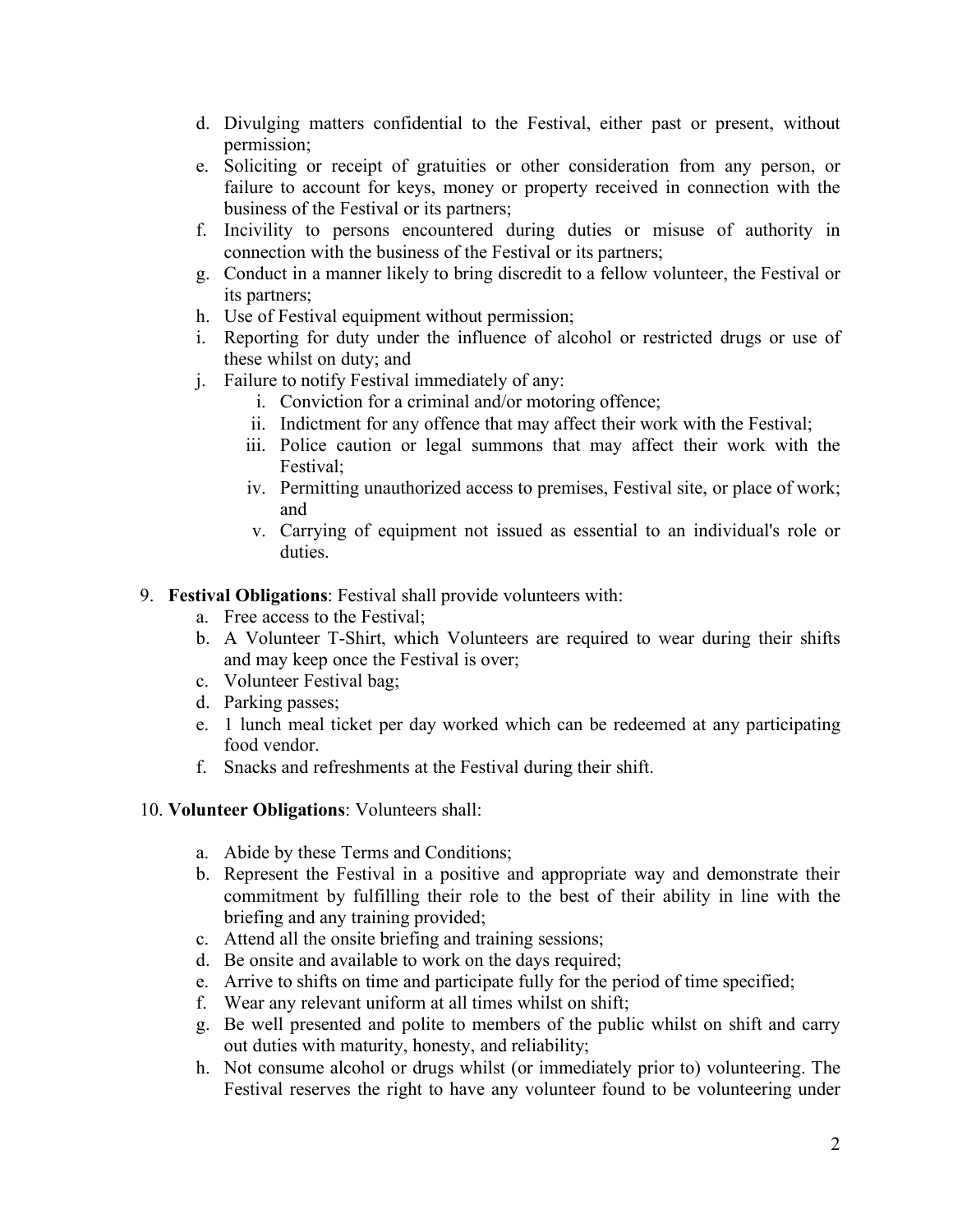d. Divulging matters confidential to the Festival, either past or present, without permission;
e. Soliciting or receipt of gratuities or other consideration from any person, or failure to account for keys, money or property received in connection with the business of the Festival or its partners;
f. Incivility to persons encountered during duties or misuse of authority in connection with the business of the Festival or its partners;
g. Conduct in a manner likely to bring discredit to a fellow volunteer, the Festival or its partners;
h. Use of Festival equipment without permission;
i. Reporting for duty under the influence of alcohol or restricted drugs or use of these whilst on duty; and
j. Failure to notify Festival immediately of any:
    i. Conviction for a criminal and/or motoring offence;
    ii. Indictment for any offence that may affect their work with the Festival;
    iii. Police caution or legal summons that may affect their work with the Festival;
    iv. Permitting unauthorized access to premises, Festival site, or place of work; and
    v. Carrying of equipment not issued as essential to an individual's role or duties.

9. **Festival Obligations**: Festival shall provide volunteers with:
    a. Free access to the Festival;
    b. A Volunteer T-Shirt, which Volunteers are required to wear during their shifts and may keep once the Festival is over;
    c. Volunteer Festival bag;
    d. Parking passes;
    e. 1 lunch meal ticket per day worked which can be redeemed at any participating food vendor.
    f. Snacks and refreshments at the Festival during their shift.

10. **Volunteer Obligations**: Volunteers shall:

    a. Abide by these Terms and Conditions;
    b. Represent the Festival in a positive and appropriate way and demonstrate their commitment by fulfilling their role to the best of their ability in line with the briefing and any training provided;
    c. Attend all the onsite briefing and training sessions;
    d. Be onsite and available to work on the days required;
    e. Arrive to shifts on time and participate fully for the period of time specified;
    f. Wear any relevant uniform at all times whilst on shift;
    g. Be well presented and polite to members of the public whilst on shift and carry out duties with maturity, honesty, and reliability;
    h. Not consume alcohol or drugs whilst (or immediately prior to) volunteering. The Festival reserves the right to have any volunteer found to be volunteering under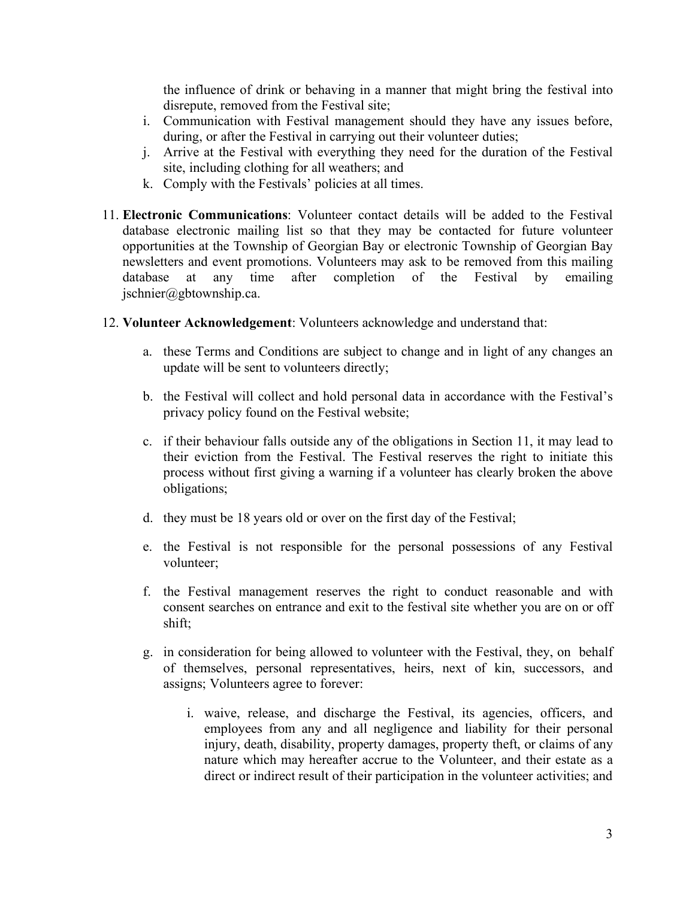the influence of drink or behaving in a manner that might bring the festival into disrepute, removed from the Festival site;

i. Communication with Festival management should they have any issues before, during, or after the Festival in carrying out their volunteer duties;
j. Arrive at the Festival with everything they need for the duration of the Festival site, including clothing for all weathers; and
k. Comply with the Festivals' policies at all times.

11. **Electronic Communications**: Volunteer contact details will be added to the Festival database electronic mailing list so that they may be contacted for future volunteer opportunities at the Township of Georgian Bay or electronic Township of Georgian Bay newsletters and event promotions. Volunteers may ask to be removed from this mailing database at any time after completion of the Festival by emailing jschnier@gbtownship.ca.

12. **Volunteer Acknowledgement**: Volunteers acknowledge and understand that:

    a. these Terms and Conditions are subject to change and in light of any changes an update will be sent to volunteers directly;

    b. the Festival will collect and hold personal data in accordance with the Festival's privacy policy found on the Festival website;

    c. if their behaviour falls outside any of the obligations in Section 11, it may lead to their eviction from the Festival. The Festival reserves the right to initiate this process without first giving a warning if a volunteer has clearly broken the above obligations;

    d. they must be 18 years old or over on the first day of the Festival;

    e. the Festival is not responsible for the personal possessions of any Festival volunteer;

    f. the Festival management reserves the right to conduct reasonable and with consent searches on entrance and exit to the festival site whether you are on or off shift;

    g. in consideration for being allowed to volunteer with the Festival, they, on behalf of themselves, personal representatives, heirs, next of kin, successors, and assigns; Volunteers agree to forever:

        i. waive, release, and discharge the Festival, its agencies, officers, and employees from any and all negligence and liability for their personal injury, death, disability, property damages, property theft, or claims of any nature which may hereafter accrue to the Volunteer, and their estate as a direct or indirect result of their participation in the volunteer activities; and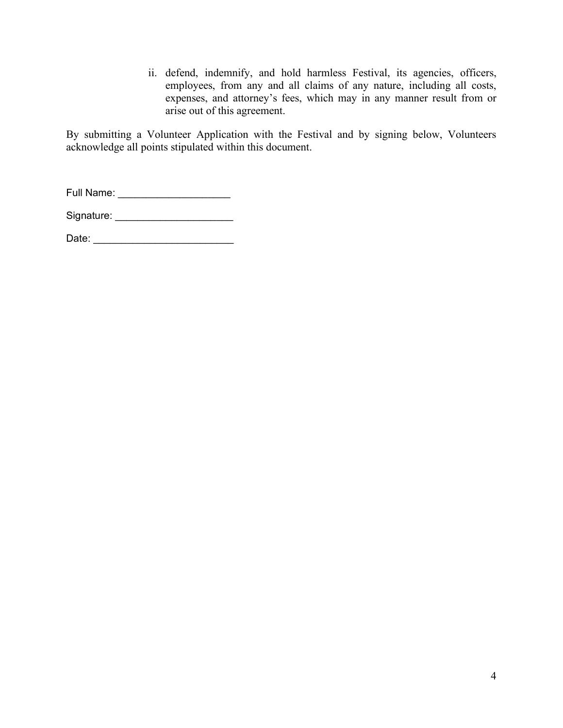ii. defend, indemnify, and hold harmless Festival, its agencies, officers, employees, from any and all claims of any nature, including all costs, expenses, and attorney's fees, which may in any manner result from or arise out of this agreement.

By submitting a Volunteer Application with the Festival and by signing below, Volunteers acknowledge all points stipulated within this document.

Full Name: ____________________

Signature: _____________________

Date: _________________________